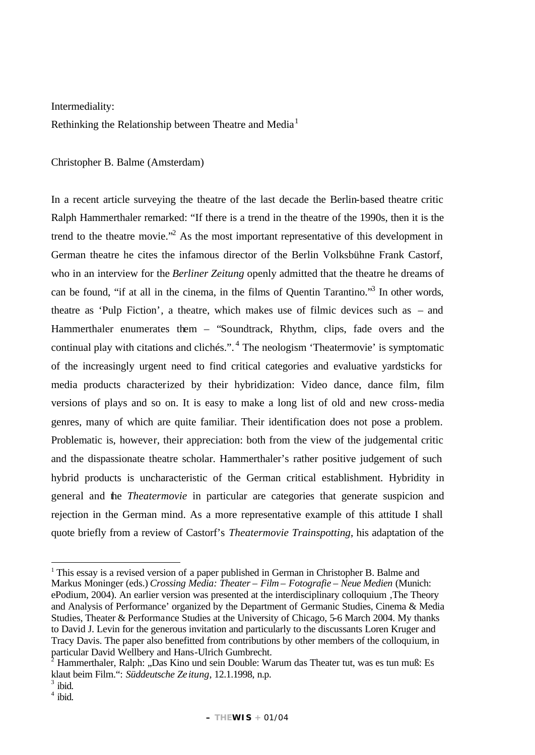# Intermediality:
# Rethinking the Relationship between Theatre and Media[1]

Christopher B. Balme (Amsterdam)

In a recent article surveying the theatre of the last decade the Berlin-based theatre critic Ralph Hammerthaler remarked: "If there is a trend in the theatre of the 1990s, then it is the trend to the theatre movie."[2] As the most important representative of this development in German theatre he cites the infamous director of the Berlin Volksbühne Frank Castorf, who in an interview for the *Berliner Zeitung* openly admitted that the theatre he dreams of can be found, "if at all in the cinema, in the films of Quentin Tarantino."[3] In other words, theatre as 'Pulp Fiction', a theatre, which makes use of filmic devices such as – and Hammerthaler enumerates them – "Soundtrack, Rhythm, clips, fade overs and the continual play with citations and clichés.".[4] The neologism 'Theatermovie' is symptomatic of the increasingly urgent need to find critical categories and evaluative yardsticks for media products characterized by their hybridization: Video dance, dance film, film versions of plays and so on. It is easy to make a long list of old and new cross-media genres, many of which are quite familiar. Their identification does not pose a problem. Problematic is, however, their appreciation: both from the view of the judgemental critic and the dispassionate theatre scholar. Hammerthaler's rather positive judgement of such hybrid products is uncharacteristic of the German critical establishment. Hybridity in general and the *Theatermovie* in particular are categories that generate suspicion and rejection in the German mind. As a more representative example of this attitude I shall quote briefly from a review of Castorf's *Theatermovie Trainspotting*, his adaptation of the

---

[1] This essay is a revised version of a paper published in German in Christopher B. Balme and Markus Moninger (eds.) *Crossing Media: Theater – Film – Fotografie – Neue Medien* (Munich: ePodium, 2004). An earlier version was presented at the interdisciplinary colloquium ‚The Theory and Analysis of Performance' organized by the Department of Germanic Studies, Cinema & Media Studies, Theater & Performance Studies at the University of Chicago, 5-6 March 2004. My thanks to David J. Levin for the generous invitation and particularly to the discussants Loren Kruger and Tracy Davis. The paper also benefitted from contributions by other members of the colloquium, in particular David Wellbery and Hans-Ulrich Gumbrecht.

[2] Hammerthaler, Ralph: „Das Kino und sein Double: Warum das Theater tut, was es tun muß: Es klaut beim Film.": *Süddeutsche Zeitung*, 12.1.1998, n.p.

[3] ibid.

[4] ibid.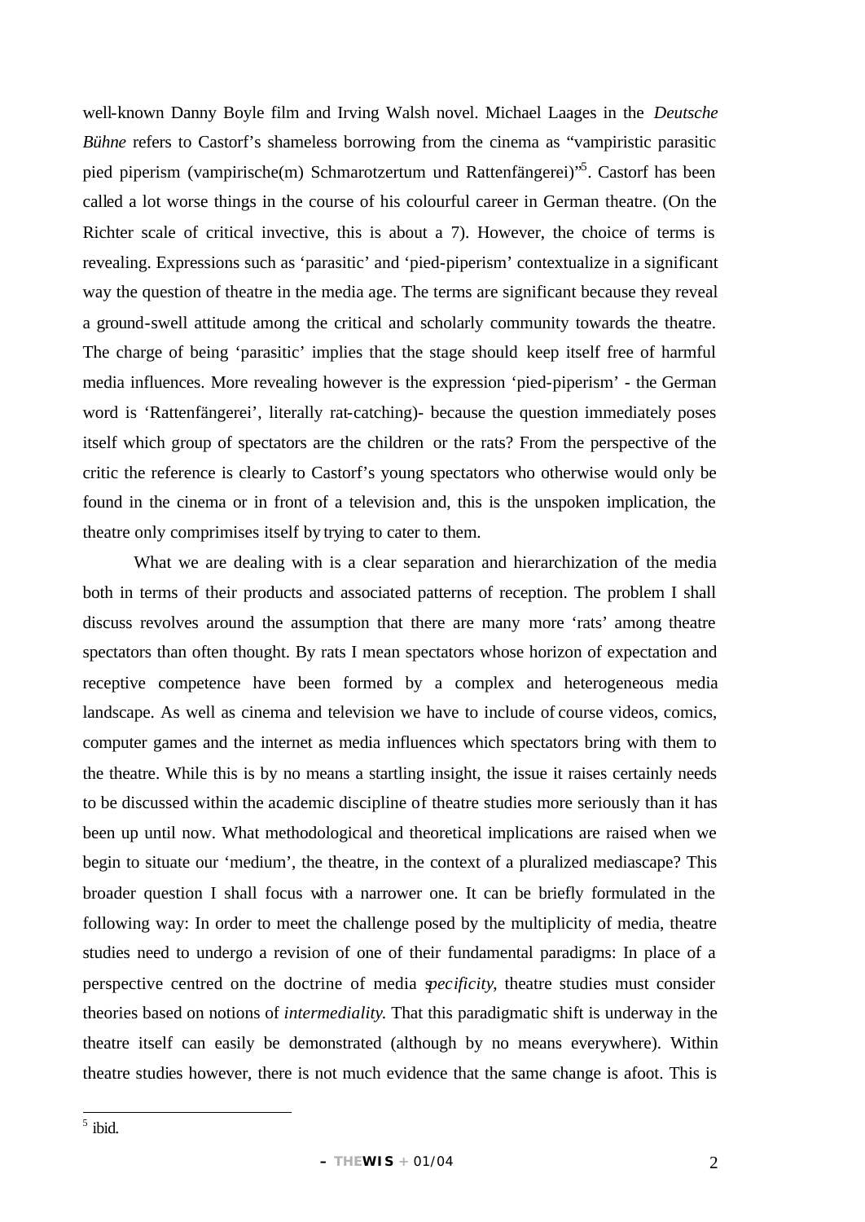well-known Danny Boyle film and Irving Walsh novel. Michael Laages in the *Deutsche Bühne* refers to Castorf's shameless borrowing from the cinema as "vampiristic parasitic pied piperism (vampirische(m) Schmarotzertum und Rattenfängerei)"[5]. Castorf has been called a lot worse things in the course of his colourful career in German theatre. (On the Richter scale of critical invective, this is about a 7). However, the choice of terms is revealing. Expressions such as 'parasitic' and 'pied-piperism' contextualize in a significant way the question of theatre in the media age. The terms are significant because they reveal a ground-swell attitude among the critical and scholarly community towards the theatre. The charge of being 'parasitic' implies that the stage should keep itself free of harmful media influences. More revealing however is the expression 'pied-piperism' - the German word is 'Rattenfängerei', literally rat-catching)- because the question immediately poses itself which group of spectators are the children or the rats? From the perspective of the critic the reference is clearly to Castorf's young spectators who otherwise would only be found in the cinema or in front of a television and, this is the unspoken implication, the theatre only comprimises itself by trying to cater to them.

What we are dealing with is a clear separation and hierarchization of the media both in terms of their products and associated patterns of reception. The problem I shall discuss revolves around the assumption that there are many more 'rats' among theatre spectators than often thought. By rats I mean spectators whose horizon of expectation and receptive competence have been formed by a complex and heterogeneous media landscape. As well as cinema and television we have to include of course videos, comics, computer games and the internet as media influences which spectators bring with them to the theatre. While this is by no means a startling insight, the issue it raises certainly needs to be discussed within the academic discipline of theatre studies more seriously than it has been up until now. What methodological and theoretical implications are raised when we begin to situate our 'medium', the theatre, in the context of a pluralized mediascape? This broader question I shall focus with a narrower one. It can be briefly formulated in the following way: In order to meet the challenge posed by the multiplicity of media, theatre studies need to undergo a revision of one of their fundamental paradigms: In place of a perspective centred on the doctrine of media *specificity*, theatre studies must consider theories based on notions of *intermediality*. That this paradigmatic shift is underway in the theatre itself can easily be demonstrated (although by no means everywhere). Within theatre studies however, there is not much evidence that the same change is afoot. This is

[5] ibid.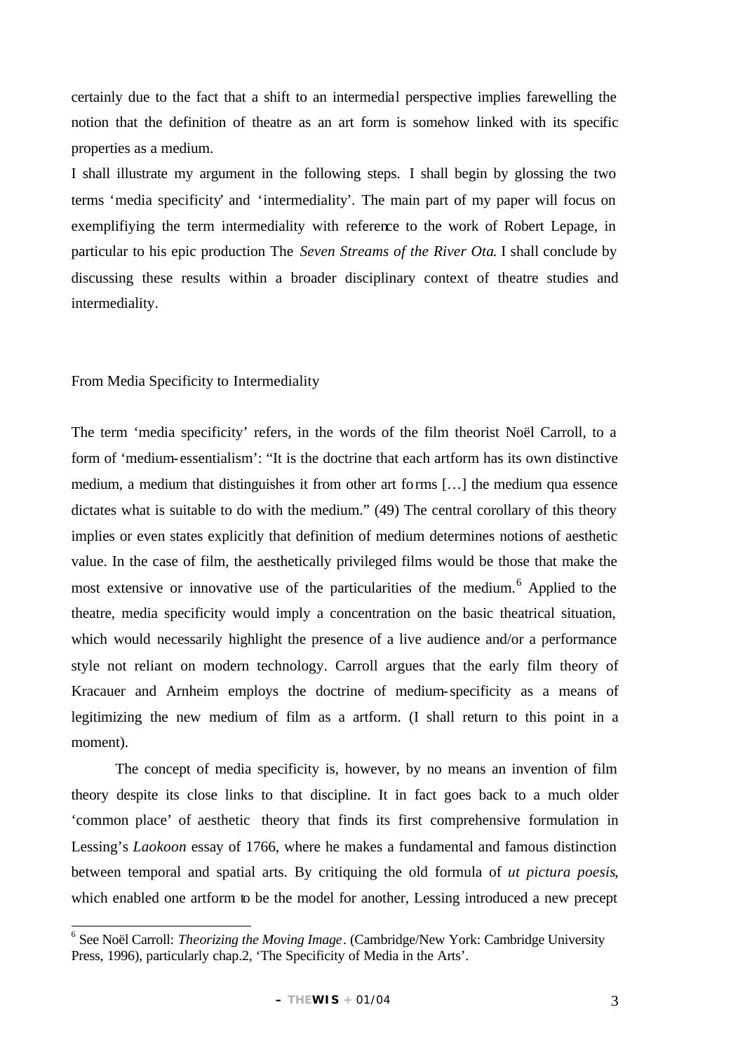certainly due to the fact that a shift to an intermedial perspective implies farewelling the notion that the definition of theatre as an art form is somehow linked with its specific properties as a medium.

I shall illustrate my argument in the following steps. I shall begin by glossing the two terms 'media specificity' and 'intermediality'. The main part of my paper will focus on exemplifiying the term intermediality with reference to the work of Robert Lepage, in particular to his epic production The *Seven Streams of the River Ota*. I shall conclude by discussing these results within a broader disciplinary context of theatre studies and intermediality.

## From Media Specificity to Intermediality

The term 'media specificity' refers, in the words of the film theorist Noël Carroll, to a form of 'medium-essentialism': "It is the doctrine that each artform has its own distinctive medium, a medium that distinguishes it from other art forms […] the medium qua essence dictates what is suitable to do with the medium." (49) The central corollary of this theory implies or even states explicitly that definition of medium determines notions of aesthetic value. In the case of film, the aesthetically privileged films would be those that make the most extensive or innovative use of the particularities of the medium.[6] Applied to the theatre, media specificity would imply a concentration on the basic theatrical situation, which would necessarily highlight the presence of a live audience and/or a performance style not reliant on modern technology. Carroll argues that the early film theory of Kracauer and Arnheim employs the doctrine of medium-specificity as a means of legitimizing the new medium of film as a artform. (I shall return to this point in a moment).

The concept of media specificity is, however, by no means an invention of film theory despite its close links to that discipline. It in fact goes back to a much older 'common place' of aesthetic theory that finds its first comprehensive formulation in Lessing's *Laokoon* essay of 1766, where he makes a fundamental and famous distinction between temporal and spatial arts. By critiquing the old formula of *ut pictura poesis*, which enabled one artform to be the model for another, Lessing introduced a new precept

[6] See Noël Carroll: *Theorizing the Moving Image*. (Cambridge/New York: Cambridge University Press, 1996), particularly chap.2, 'The Specificity of Media in the Arts'.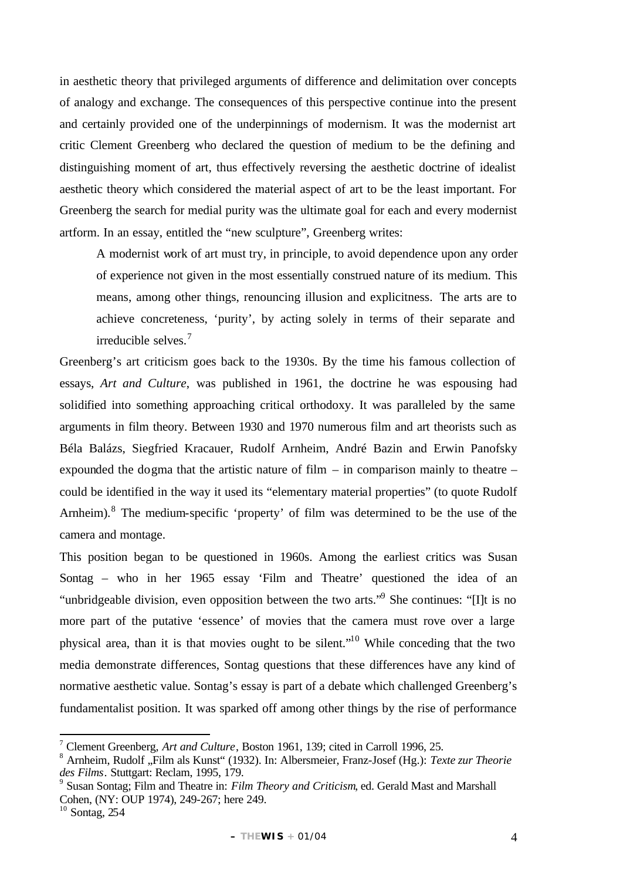in aesthetic theory that privileged arguments of difference and delimitation over concepts of analogy and exchange. The consequences of this perspective continue into the present and certainly provided one of the underpinnings of modernism. It was the modernist art critic Clement Greenberg who declared the question of medium to be the defining and distinguishing moment of art, thus effectively reversing the aesthetic doctrine of idealist aesthetic theory which considered the material aspect of art to be the least important. For Greenberg the search for medial purity was the ultimate goal for each and every modernist artform. In an essay, entitled the "new sculpture", Greenberg writes:

> A modernist work of art must try, in principle, to avoid dependence upon any order of experience not given in the most essentially construed nature of its medium. This means, among other things, renouncing illusion and explicitness. The arts are to achieve concreteness, 'purity', by acting solely in terms of their separate and irreducible selves.[7]

Greenberg's art criticism goes back to the 1930s. By the time his famous collection of essays, *Art and Culture*, was published in 1961, the doctrine he was espousing had solidified into something approaching critical orthodoxy. It was paralleled by the same arguments in film theory. Between 1930 and 1970 numerous film and art theorists such as Béla Balázs, Siegfried Kracauer, Rudolf Arnheim, André Bazin and Erwin Panofsky expounded the dogma that the artistic nature of film – in comparison mainly to theatre – could be identified in the way it used its "elementary material properties" (to quote Rudolf Arnheim).[8] The medium-specific 'property' of film was determined to be the use of the camera and montage.

This position began to be questioned in 1960s. Among the earliest critics was Susan Sontag – who in her 1965 essay 'Film and Theatre' questioned the idea of an "unbridgeable division, even opposition between the two arts."[9] She continues: "[I]t is no more part of the putative 'essence' of movies that the camera must rove over a large physical area, than it is that movies ought to be silent."[10] While conceding that the two media demonstrate differences, Sontag questions that these differences have any kind of normative aesthetic value. Sontag's essay is part of a debate which challenged Greenberg's fundamentalist position. It was sparked off among other things by the rise of performance

---

[7] Clement Greenberg, *Art and Culture*, Boston 1961, 139; cited in Carroll 1996, 25.

[8] Arnheim, Rudolf „Film als Kunst" (1932). In: Albersmeier, Franz-Josef (Hg.): *Texte zur Theorie des Films*. Stuttgart: Reclam, 1995, 179.

[9] Susan Sontag; Film and Theatre in: *Film Theory and Criticism*, ed. Gerald Mast and Marshall Cohen, (NY: OUP 1974), 249-267; here 249.

[10] Sontag, 254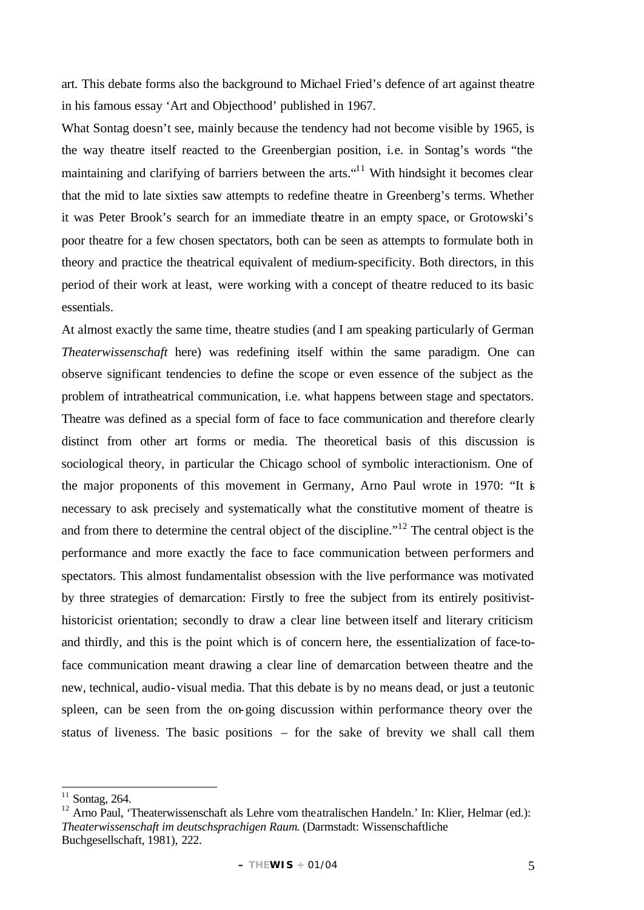art. This debate forms also the background to Michael Fried's defence of art against theatre in his famous essay 'Art and Objecthood' published in 1967.

What Sontag doesn't see, mainly because the tendency had not become visible by 1965, is the way theatre itself reacted to the Greenbergian position, i.e. in Sontag's words "the maintaining and clarifying of barriers between the arts."[11] With hindsight it becomes clear that the mid to late sixties saw attempts to redefine theatre in Greenberg's terms. Whether it was Peter Brook's search for an immediate theatre in an empty space, or Grotowski's poor theatre for a few chosen spectators, both can be seen as attempts to formulate both in theory and practice the theatrical equivalent of medium-specificity. Both directors, in this period of their work at least, were working with a concept of theatre reduced to its basic essentials.

At almost exactly the same time, theatre studies (and I am speaking particularly of German *Theaterwissenschaft* here) was redefining itself within the same paradigm. One can observe significant tendencies to define the scope or even essence of the subject as the problem of intratheatrical communication, i.e. what happens between stage and spectators. Theatre was defined as a special form of face to face communication and therefore clearly distinct from other art forms or media. The theoretical basis of this discussion is sociological theory, in particular the Chicago school of symbolic interactionism. One of the major proponents of this movement in Germany, Arno Paul wrote in 1970: "It is necessary to ask precisely and systematically what the constitutive moment of theatre is and from there to determine the central object of the discipline."[12] The central object is the performance and more exactly the face to face communication between performers and spectators. This almost fundamentalist obsession with the live performance was motivated by three strategies of demarcation: Firstly to free the subject from its entirely positivist-historicist orientation; secondly to draw a clear line between itself and literary criticism and thirdly, and this is the point which is of concern here, the essentialization of face-to-face communication meant drawing a clear line of demarcation between theatre and the new, technical, audio-visual media. That this debate is by no means dead, or just a teutonic spleen, can be seen from the on-going discussion within performance theory over the status of liveness. The basic positions – for the sake of brevity we shall call them

---

[11] Sontag, 264.

[12] Arno Paul, 'Theaterwissenschaft als Lehre vom theatralischen Handeln.' In: Klier, Helmar (ed.): *Theaterwissenschaft im deutschsprachigen Raum*. (Darmstadt: Wissenschaftliche Buchgesellschaft, 1981), 222.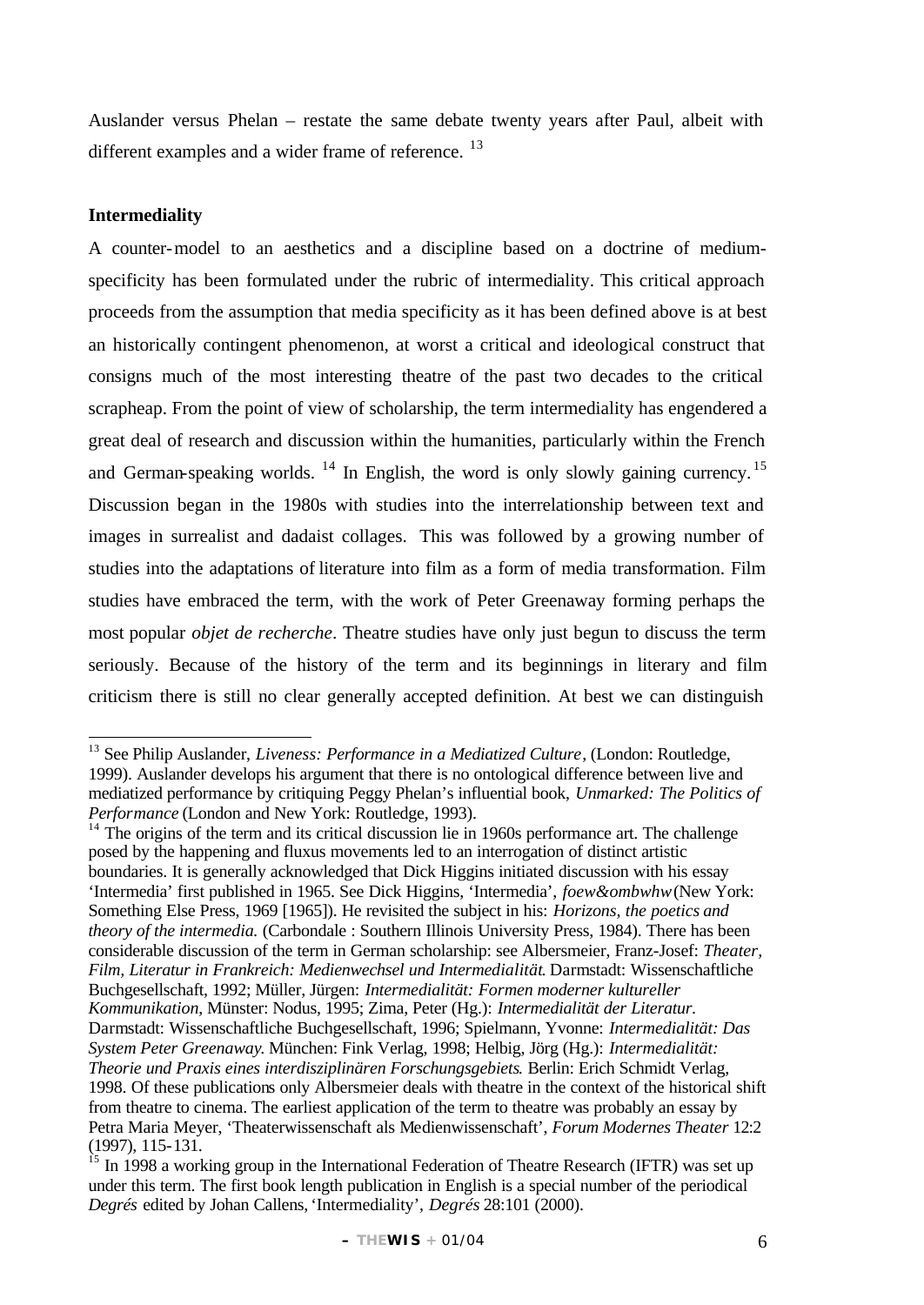Auslander versus Phelan – restate the same debate twenty years after Paul, albeit with different examples and a wider frame of reference. [13]

**Intermediality**

A counter-model to an aesthetics and a discipline based on a doctrine of medium-specificity has been formulated under the rubric of intermediality. This critical approach proceeds from the assumption that media specificity as it has been defined above is at best an historically contingent phenomenon, at worst a critical and ideological construct that consigns much of the most interesting theatre of the past two decades to the critical scrapheap. From the point of view of scholarship, the term intermediality has engendered a great deal of research and discussion within the humanities, particularly within the French and German-speaking worlds. [14] In English, the word is only slowly gaining currency. [15] Discussion began in the 1980s with studies into the interrelationship between text and images in surrealist and dadaist collages. This was followed by a growing number of studies into the adaptations of literature into film as a form of media transformation. Film studies have embraced the term, with the work of Peter Greenaway forming perhaps the most popular *objet de recherche*. Theatre studies have only just begun to discuss the term seriously. Because of the history of the term and its beginnings in literary and film criticism there is still no clear generally accepted definition. At best we can distinguish

---

[13] See Philip Auslander, *Liveness: Performance in a Mediatized Culture*, (London: Routledge, 1999). Auslander develops his argument that there is no ontological difference between live and mediatized performance by critiquing Peggy Phelan's influential book, *Unmarked: The Politics of Performance* (London and New York: Routledge, 1993).

[14] The origins of the term and its critical discussion lie in 1960s performance art. The challenge posed by the happening and fluxus movements led to an interrogation of distinct artistic boundaries. It is generally acknowledged that Dick Higgins initiated discussion with his essay 'Intermedia' first published in 1965. See Dick Higgins, 'Intermedia', *foew&ombwhw* (New York: Something Else Press, 1969 [1965]). He revisited the subject in his: *Horizons, the poetics and theory of the intermedia.* (Carbondale : Southern Illinois University Press, 1984). There has been considerable discussion of the term in German scholarship: see Albersmeier, Franz-Josef: *Theater, Film, Literatur in Frankreich: Medienwechsel und Intermedialität*. Darmstadt: Wissenschaftliche Buchgesellschaft, 1992; Müller, Jürgen: *Intermedialität: Formen moderner kultureller Kommunikation*, Münster: Nodus, 1995; Zima, Peter (Hg.): *Intermedialität der Literatur.* Darmstadt: Wissenschaftliche Buchgesellschaft, 1996; Spielmann, Yvonne: *Intermedialität: Das System Peter Greenaway.* München: Fink Verlag, 1998; Helbig, Jörg (Hg.): *Intermedialität: Theorie und Praxis eines interdisziplinären Forschungsgebiets*. Berlin: Erich Schmidt Verlag, 1998. Of these publications only Albersmeier deals with theatre in the context of the historical shift from theatre to cinema. The earliest application of the term to theatre was probably an essay by Petra Maria Meyer, 'Theaterwissenschaft als Medienwissenschaft', *Forum Modernes Theater* 12:2 (1997), 115-131.

[15] In 1998 a working group in the International Federation of Theatre Research (IFTR) was set up under this term. The first book length publication in English is a special number of the periodical *Degrés* edited by Johan Callens, 'Intermediality', *Degrés* 28:101 (2000).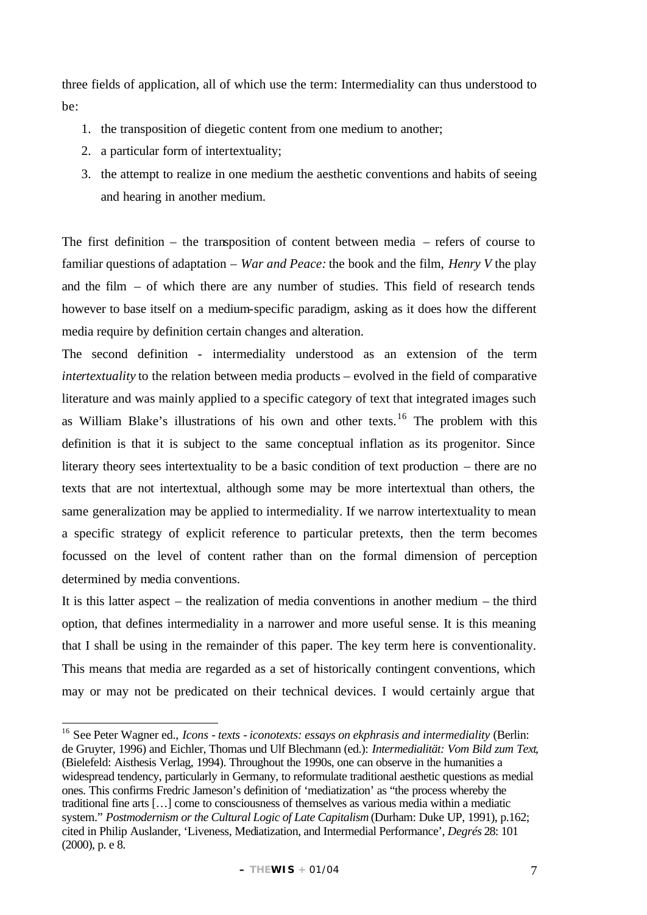three fields of application, all of which use the term: Intermediality can thus understood to be:

1. the transposition of diegetic content from one medium to another;
2. a particular form of intertextuality;
3. the attempt to realize in one medium the aesthetic conventions and habits of seeing and hearing in another medium.

The first definition – the transposition of content between media – refers of course to familiar questions of adaptation – *War and Peace:* the book and the film, *Henry V* the play and the film – of which there are any number of studies. This field of research tends however to base itself on a medium-specific paradigm, asking as it does how the different media require by definition certain changes and alteration.

The second definition - intermediality understood as an extension of the term *intertextuality* to the relation between media products – evolved in the field of comparative literature and was mainly applied to a specific category of text that integrated images such as William Blake's illustrations of his own and other texts.[16] The problem with this definition is that it is subject to the same conceptual inflation as its progenitor. Since literary theory sees intertextuality to be a basic condition of text production – there are no texts that are not intertextual, although some may be more intertextual than others, the same generalization may be applied to intermediality. If we narrow intertextuality to mean a specific strategy of explicit reference to particular pretexts, then the term becomes focussed on the level of content rather than on the formal dimension of perception determined by media conventions.

It is this latter aspect – the realization of media conventions in another medium – the third option, that defines intermediality in a narrower and more useful sense. It is this meaning that I shall be using in the remainder of this paper. The key term here is conventionality. This means that media are regarded as a set of historically contingent conventions, which may or may not be predicated on their technical devices. I would certainly argue that

[16] See Peter Wagner ed., *Icons - texts - iconotexts: essays on ekphrasis and intermediality* (Berlin: de Gruyter, 1996) and Eichler, Thomas und Ulf Blechmann (ed.): *Intermedialität: Vom Bild zum Text*, (Bielefeld: Aisthesis Verlag, 1994). Throughout the 1990s, one can observe in the humanities a widespread tendency, particularly in Germany, to reformulate traditional aesthetic questions as medial ones. This confirms Fredric Jameson's definition of 'mediatization' as "the process whereby the traditional fine arts […] come to consciousness of themselves as various media within a mediatic system." *Postmodernism or the Cultural Logic of Late Capitalism* (Durham: Duke UP, 1991), p.162; cited in Philip Auslander, 'Liveness, Mediatization, and Intermedial Performance', *Degrés* 28: 101 (2000), p. e 8.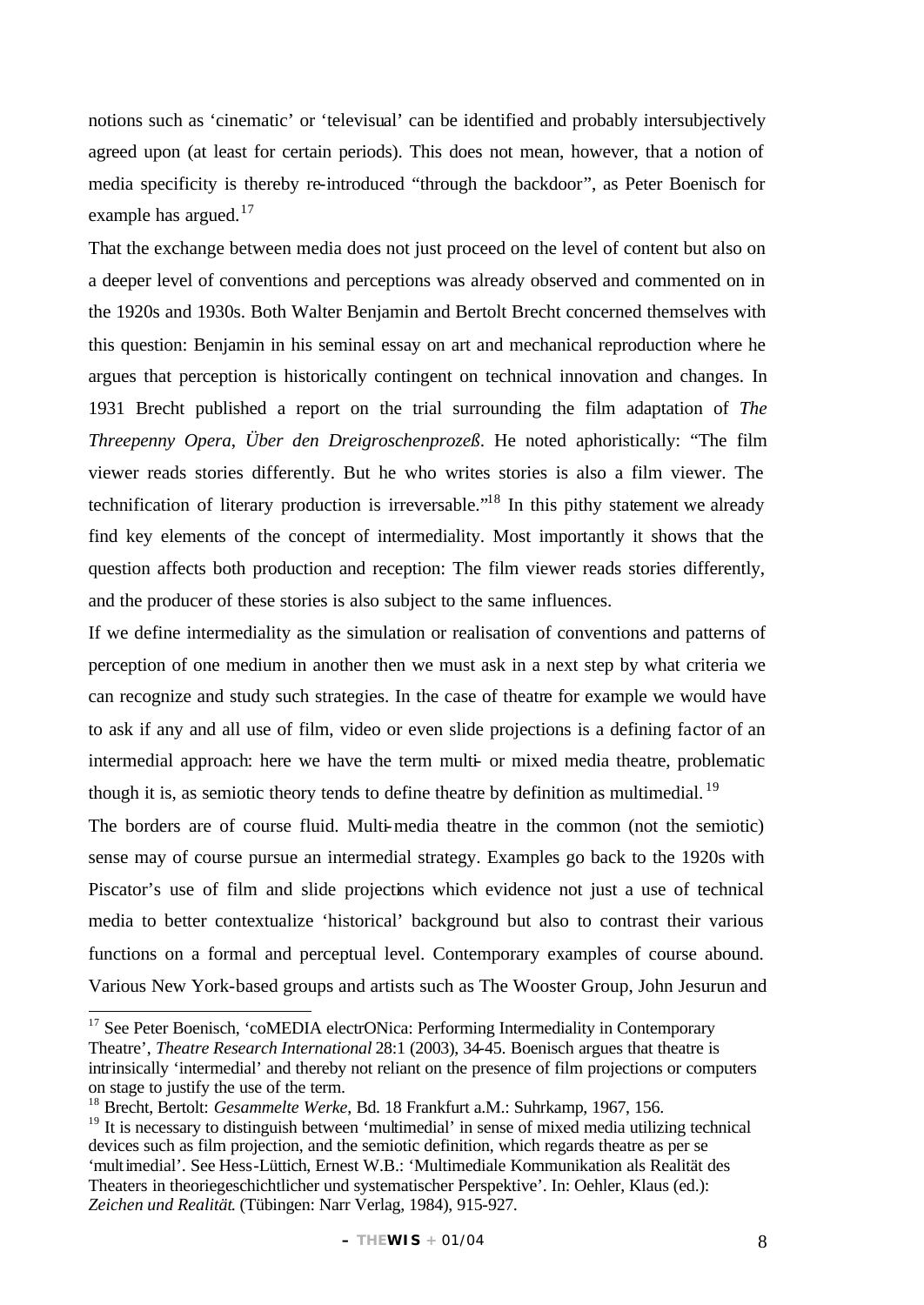notions such as 'cinematic' or 'televisual' can be identified and probably intersubjectively agreed upon (at least for certain periods). This does not mean, however, that a notion of media specificity is thereby re-introduced "through the backdoor", as Peter Boenisch for example has argued.[17]

That the exchange between media does not just proceed on the level of content but also on a deeper level of conventions and perceptions was already observed and commented on in the 1920s and 1930s. Both Walter Benjamin and Bertolt Brecht concerned themselves with this question: Benjamin in his seminal essay on art and mechanical reproduction where he argues that perception is historically contingent on technical innovation and changes. In 1931 Brecht published a report on the trial surrounding the film adaptation of *The Threepenny Opera*, *Über den Dreigroschenprozeß*. He noted aphoristically: "The film viewer reads stories differently. But he who writes stories is also a film viewer. The technification of literary production is irreversable."[18] In this pithy statement we already find key elements of the concept of intermediality. Most importantly it shows that the question affects both production and reception: The film viewer reads stories differently, and the producer of these stories is also subject to the same influences.

If we define intermediality as the simulation or realisation of conventions and patterns of perception of one medium in another then we must ask in a next step by what criteria we can recognize and study such strategies. In the case of theatre for example we would have to ask if any and all use of film, video or even slide projections is a defining factor of an intermedial approach: here we have the term multi- or mixed media theatre, problematic though it is, as semiotic theory tends to define theatre by definition as multimedial.[19]

The borders are of course fluid. Multi-media theatre in the common (not the semiotic) sense may of course pursue an intermedial strategy. Examples go back to the 1920s with Piscator's use of film and slide projections which evidence not just a use of technical media to better contextualize 'historical' background but also to contrast their various functions on a formal and perceptual level. Contemporary examples of course abound. Various New York-based groups and artists such as The Wooster Group, John Jesurun and

---

[17] See Peter Boenisch, 'coMEDIA electrONica: Performing Intermediality in Contemporary Theatre', *Theatre Research International* 28:1 (2003), 34-45. Boenisch argues that theatre is intrinsically 'intermedial' and thereby not reliant on the presence of film projections or computers on stage to justify the use of the term.

[18] Brecht, Bertolt: *Gesammelte Werke*, Bd. 18 Frankfurt a.M.: Suhrkamp, 1967, 156.

[19] It is necessary to distinguish between 'multimedial' in sense of mixed media utilizing technical devices such as film projection, and the semiotic definition, which regards theatre as per se 'multimedial'. See Hess-Lüttich, Ernest W.B.: 'Multimediale Kommunikation als Realität des Theaters in theoriegeschichtlicher und systematischer Perspektive'. In: Oehler, Klaus (ed.): *Zeichen und Realität*. (Tübingen: Narr Verlag, 1984), 915-927.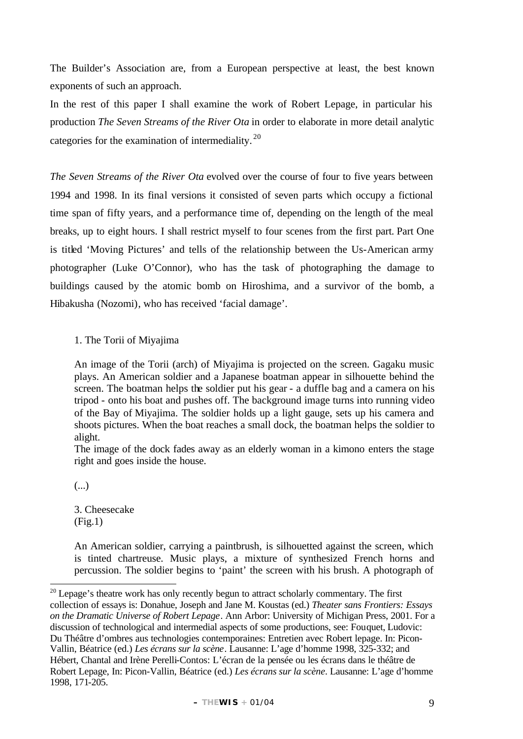The Builder's Association are, from a European perspective at least, the best known exponents of such an approach.

In the rest of this paper I shall examine the work of Robert Lepage, in particular his production *The Seven Streams of the River Ota* in order to elaborate in more detail analytic categories for the examination of intermediality.[20]

*The Seven Streams of the River Ota* evolved over the course of four to five years between 1994 and 1998. In its final versions it consisted of seven parts which occupy a fictional time span of fifty years, and a performance time of, depending on the length of the meal breaks, up to eight hours. I shall restrict myself to four scenes from the first part. Part One is titled 'Moving Pictures' and tells of the relationship between the Us-American army photographer (Luke O'Connor), who has the task of photographing the damage to buildings caused by the atomic bomb on Hiroshima, and a survivor of the bomb, a Hibakusha (Nozomi), who has received 'facial damage'.

> 1. The Torii of Miyajima
>
> An image of the Torii (arch) of Miyajima is projected on the screen. Gagaku music plays. An American soldier and a Japanese boatman appear in silhouette behind the screen. The boatman helps the soldier put his gear - a duffle bag and a camera on his tripod - onto his boat and pushes off. The background image turns into running video of the Bay of Miyajima. The soldier holds up a light gauge, sets up his camera and shoots pictures. When the boat reaches a small dock, the boatman helps the soldier to alight.
> The image of the dock fades away as an elderly woman in a kimono enters the stage right and goes inside the house.
>
> (...)
>
> 3. Cheesecake
> (Fig.1)
>
> An American soldier, carrying a paintbrush, is silhouetted against the screen, which is tinted chartreuse. Music plays, a mixture of synthesized French horns and percussion. The soldier begins to 'paint' the screen with his brush. A photograph of

[20] Lepage's theatre work has only recently begun to attract scholarly commentary. The first collection of essays is: Donahue, Joseph and Jane M. Koustas (ed.) *Theater sans Frontiers: Essays on the Dramatic Universe of Robert Lepage*. Ann Arbor: University of Michigan Press, 2001. For a discussion of technological and intermedial aspects of some productions, see: Fouquet, Ludovic: Du Théâtre d'ombres aus technologies contemporaines: Entretien avec Robert lepage. In: Picon-Vallin, Béatrice (ed.) *Les écrans sur la scène*. Lausanne: L'age d'homme 1998, 325-332; and Hébert, Chantal and Irène Perelli-Contos: L'écran de la pensée ou les écrans dans le théâtre de Robert Lepage, In: Picon-Vallin, Béatrice (ed.) *Les écrans sur la scène*. Lausanne: L'age d'homme 1998, 171-205.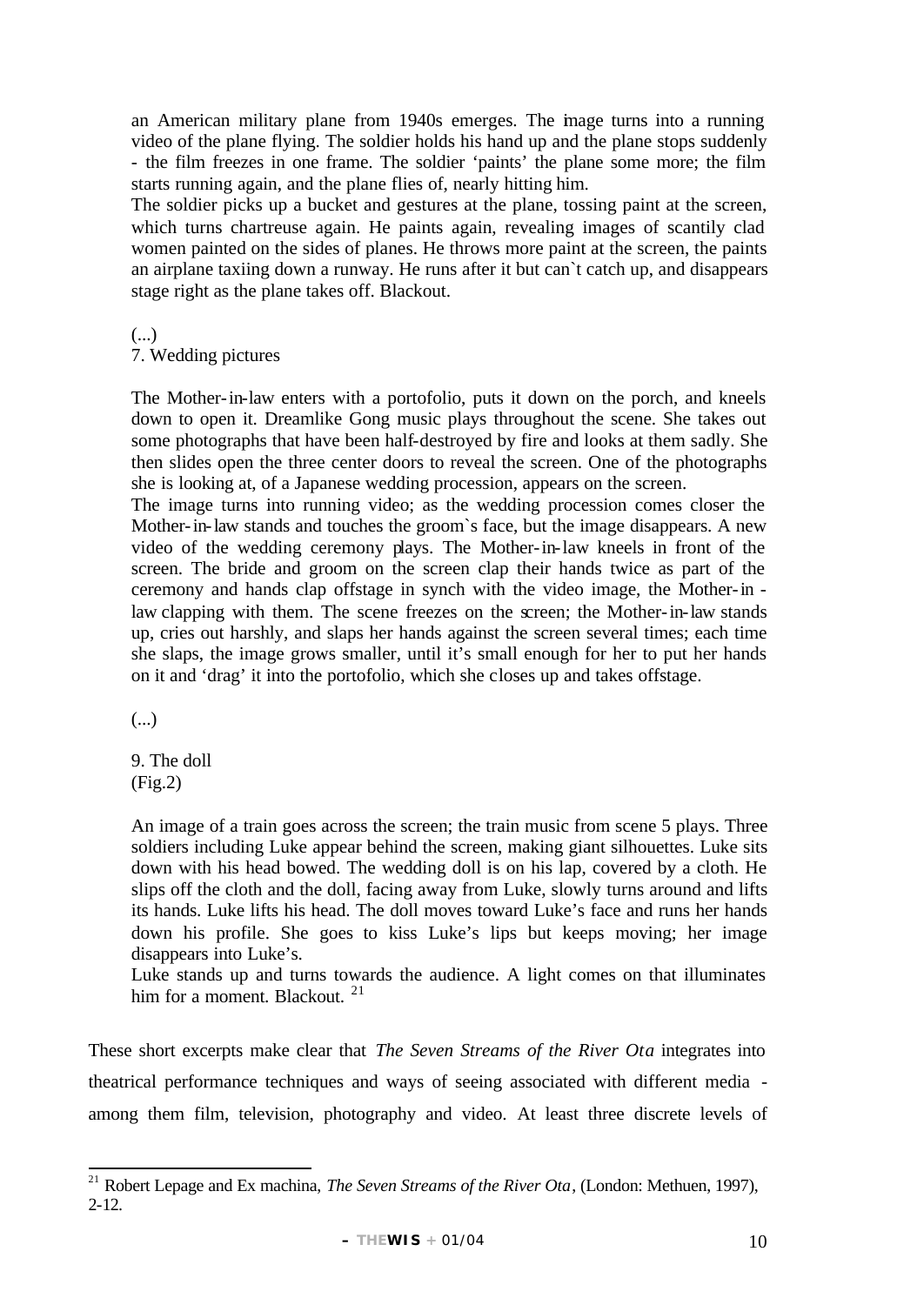an American military plane from 1940s emerges. The image turns into a running video of the plane flying. The soldier holds his hand up and the plane stops suddenly - the film freezes in one frame. The soldier 'paints' the plane some more; the film starts running again, and the plane flies of, nearly hitting him.
The soldier picks up a bucket and gestures at the plane, tossing paint at the screen, which turns chartreuse again. He paints again, revealing images of scantily clad women painted on the sides of planes. He throws more paint at the screen, the paints an airplane taxiing down a runway. He runs after it but can`t catch up, and disappears stage right as the plane takes off. Blackout.

(...)
7. Wedding pictures

The Mother-in-law enters with a portofolio, puts it down on the porch, and kneels down to open it. Dreamlike Gong music plays throughout the scene. She takes out some photographs that have been half-destroyed by fire and looks at them sadly. She then slides open the three center doors to reveal the screen. One of the photographs she is looking at, of a Japanese wedding procession, appears on the screen.
The image turns into running video; as the wedding procession comes closer the Mother-in-law stands and touches the groom`s face, but the image disappears. A new video of the wedding ceremony plays. The Mother-in-law kneels in front of the screen. The bride and groom on the screen clap their hands twice as part of the ceremony and hands clap offstage in synch with the video image, the Mother-in-law clapping with them. The scene freezes on the screen; the Mother-in-law stands up, cries out harshly, and slaps her hands against the screen several times; each time she slaps, the image grows smaller, until it's small enough for her to put her hands on it and 'drag' it into the portofolio, which she closes up and takes offstage.

(...)

9. The doll
(Fig.2)

An image of a train goes across the screen; the train music from scene 5 plays. Three soldiers including Luke appear behind the screen, making giant silhouettes. Luke sits down with his head bowed. The wedding doll is on his lap, covered by a cloth. He slips off the cloth and the doll, facing away from Luke, slowly turns around and lifts its hands. Luke lifts his head. The doll moves toward Luke's face and runs her hands down his profile. She goes to kiss Luke's lips but keeps moving; her image disappears into Luke's.
Luke stands up and turns towards the audience. A light comes on that illuminates him for a moment. Blackout. [21]

These short excerpts make clear that *The Seven Streams of the River Ota* integrates into theatrical performance techniques and ways of seeing associated with different media - among them film, television, photography and video. At least three discrete levels of

[21] Robert Lepage and Ex machina, *The Seven Streams of the River Ota*, (London: Methuen, 1997), 2-12.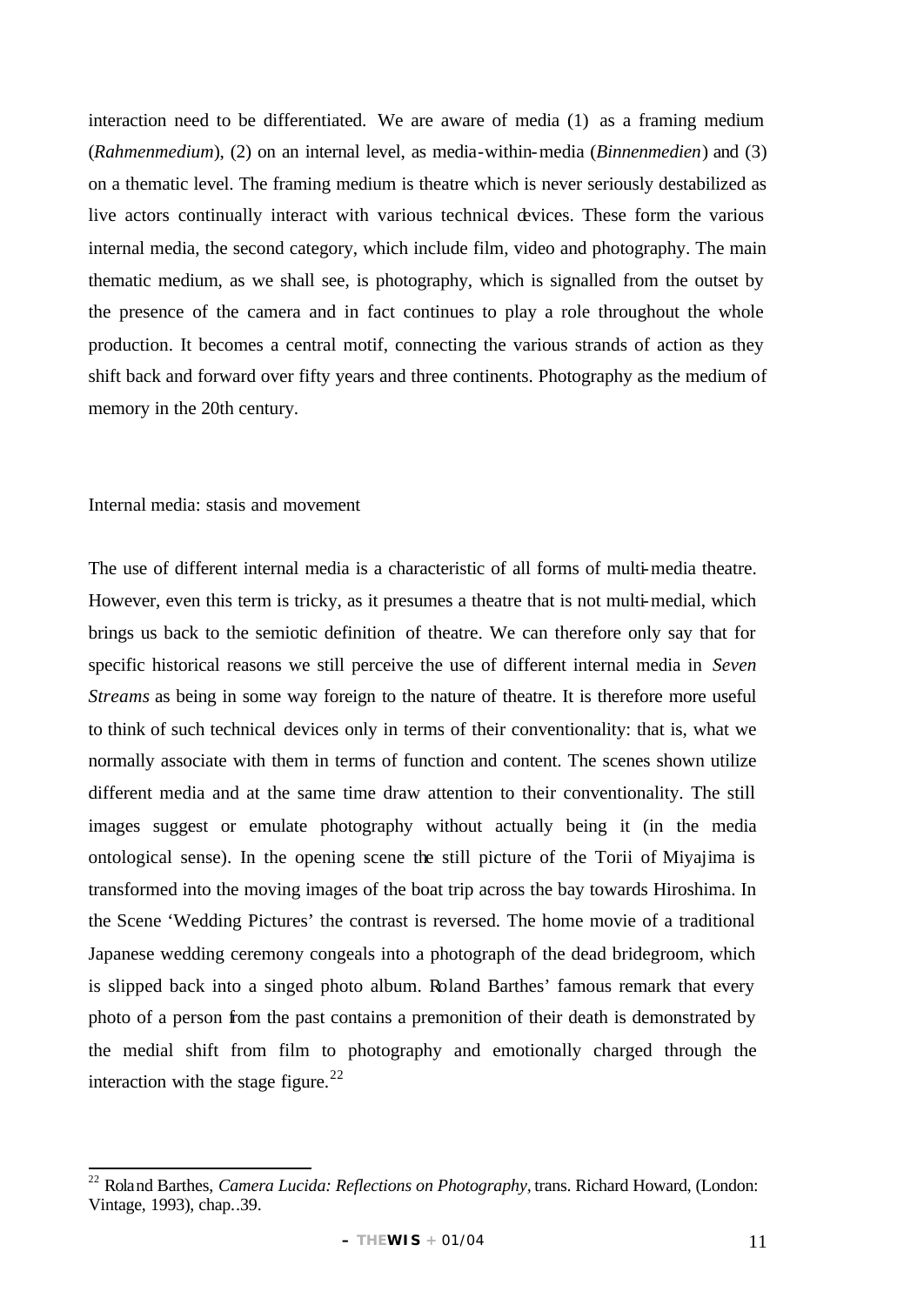interaction need to be differentiated. We are aware of media (1) as a framing medium (*Rahmenmedium*), (2) on an internal level, as media-within-media (*Binnenmedien*) and (3) on a thematic level. The framing medium is theatre which is never seriously destabilized as live actors continually interact with various technical devices. These form the various internal media, the second category, which include film, video and photography. The main thematic medium, as we shall see, is photography, which is signalled from the outset by the presence of the camera and in fact continues to play a role throughout the whole production. It becomes a central motif, connecting the various strands of action as they shift back and forward over fifty years and three continents. Photography as the medium of memory in the 20th century.

## Internal media: stasis and movement

The use of different internal media is a characteristic of all forms of multi-media theatre. However, even this term is tricky, as it presumes a theatre that is not multi-medial, which brings us back to the semiotic definition of theatre. We can therefore only say that for specific historical reasons we still perceive the use of different internal media in *Seven Streams* as being in some way foreign to the nature of theatre. It is therefore more useful to think of such technical devices only in terms of their conventionality: that is, what we normally associate with them in terms of function and content. The scenes shown utilize different media and at the same time draw attention to their conventionality. The still images suggest or emulate photography without actually being it (in the media ontological sense). In the opening scene the still picture of the Torii of Miyajima is transformed into the moving images of the boat trip across the bay towards Hiroshima. In the Scene 'Wedding Pictures' the contrast is reversed. The home movie of a traditional Japanese wedding ceremony congeals into a photograph of the dead bridegroom, which is slipped back into a singed photo album. Roland Barthes' famous remark that every photo of a person from the past contains a premonition of their death is demonstrated by the medial shift from film to photography and emotionally charged through the interaction with the stage figure.[22]

---

[22] Roland Barthes, *Camera Lucida: Reflections on Photography*, trans. Richard Howard, (London: Vintage, 1993), chap..39.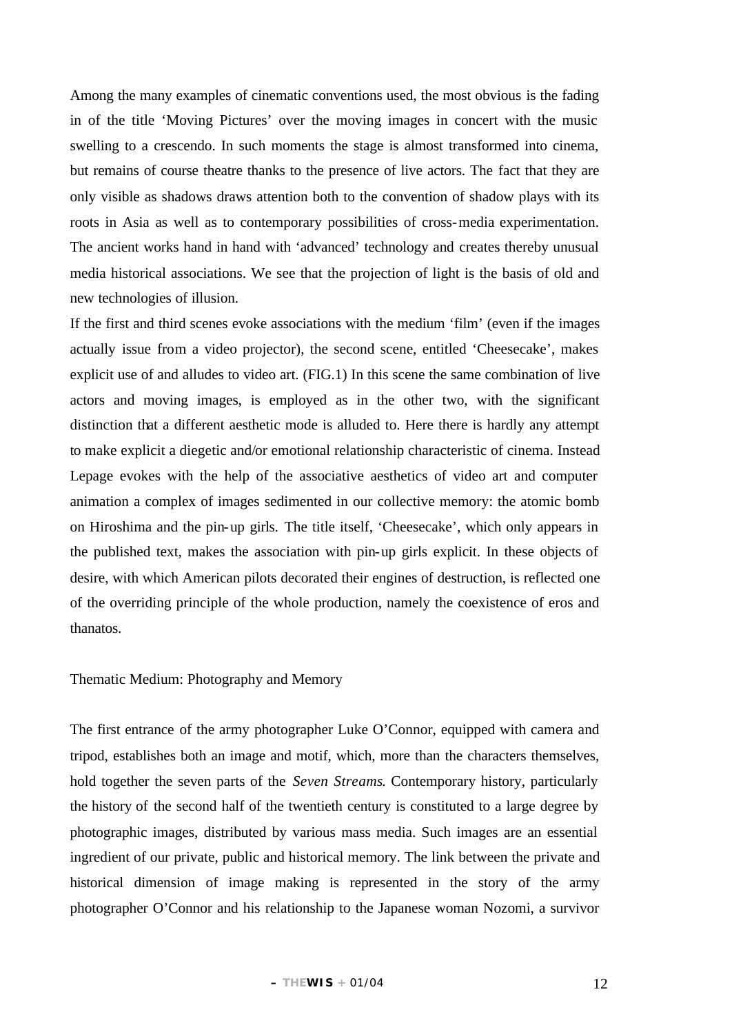Among the many examples of cinematic conventions used, the most obvious is the fading in of the title 'Moving Pictures' over the moving images in concert with the music swelling to a crescendo. In such moments the stage is almost transformed into cinema, but remains of course theatre thanks to the presence of live actors. The fact that they are only visible as shadows draws attention both to the convention of shadow plays with its roots in Asia as well as to contemporary possibilities of cross-media experimentation. The ancient works hand in hand with 'advanced' technology and creates thereby unusual media historical associations. We see that the projection of light is the basis of old and new technologies of illusion.

If the first and third scenes evoke associations with the medium 'film' (even if the images actually issue from a video projector), the second scene, entitled 'Cheesecake', makes explicit use of and alludes to video art. (FIG.1) In this scene the same combination of live actors and moving images, is employed as in the other two, with the significant distinction that a different aesthetic mode is alluded to. Here there is hardly any attempt to make explicit a diegetic and/or emotional relationship characteristic of cinema. Instead Lepage evokes with the help of the associative aesthetics of video art and computer animation a complex of images sedimented in our collective memory: the atomic bomb on Hiroshima and the pin-up girls. The title itself, 'Cheesecake', which only appears in the published text, makes the association with pin-up girls explicit. In these objects of desire, with which American pilots decorated their engines of destruction, is reflected one of the overriding principle of the whole production, namely the coexistence of eros and thanatos.

## Thematic Medium: Photography and Memory

The first entrance of the army photographer Luke O'Connor, equipped with camera and tripod, establishes both an image and motif, which, more than the characters themselves, hold together the seven parts of the *Seven Streams*. Contemporary history, particularly the history of the second half of the twentieth century is constituted to a large degree by photographic images, distributed by various mass media. Such images are an essential ingredient of our private, public and historical memory. The link between the private and historical dimension of image making is represented in the story of the army photographer O'Connor and his relationship to the Japanese woman Nozomi, a survivor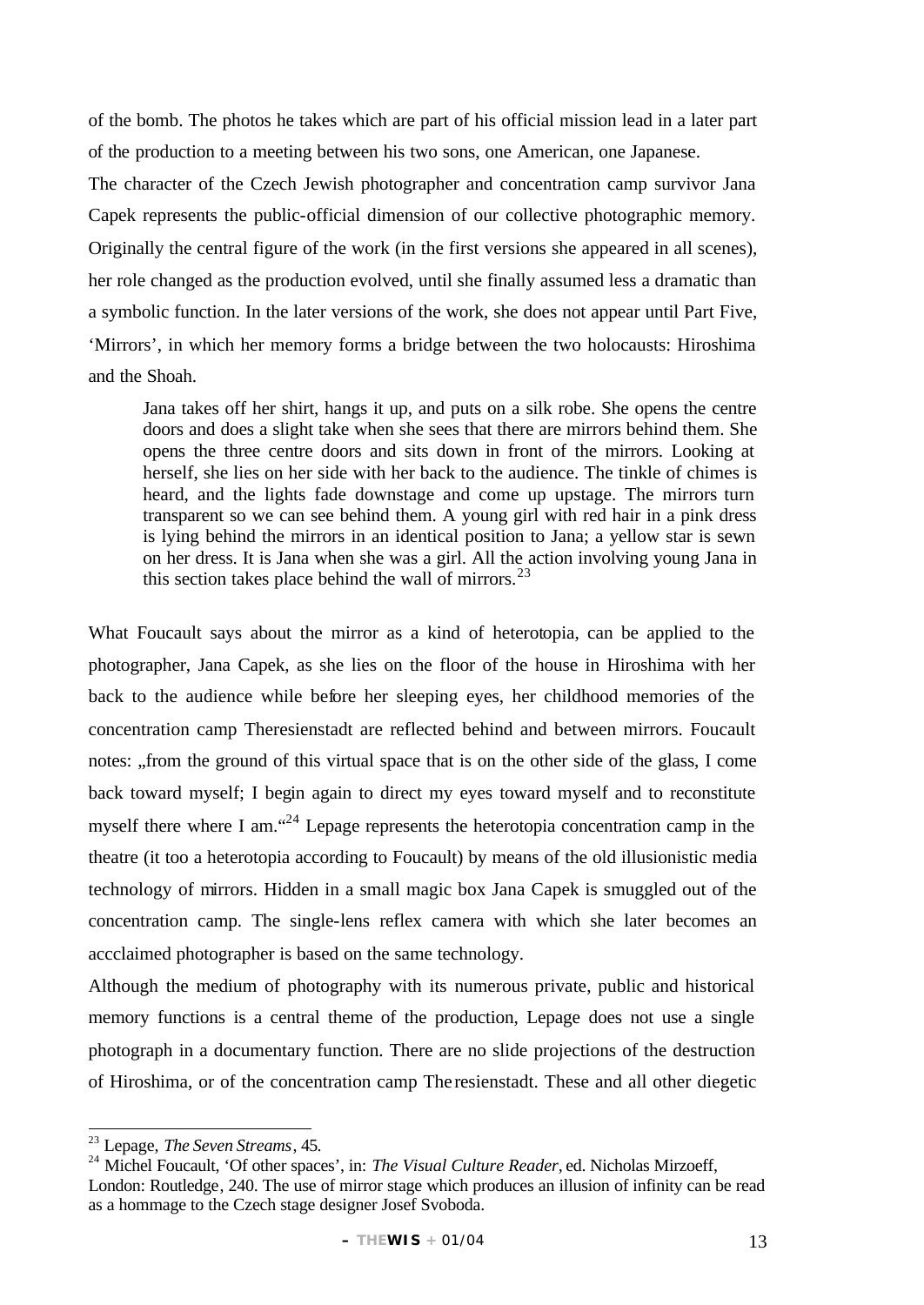of the bomb. The photos he takes which are part of his official mission lead in a later part of the production to a meeting between his two sons, one American, one Japanese.

The character of the Czech Jewish photographer and concentration camp survivor Jana Capek represents the public-official dimension of our collective photographic memory. Originally the central figure of the work (in the first versions she appeared in all scenes), her role changed as the production evolved, until she finally assumed less a dramatic than a symbolic function. In the later versions of the work, she does not appear until Part Five, 'Mirrors', in which her memory forms a bridge between the two holocausts: Hiroshima and the Shoah.

> Jana takes off her shirt, hangs it up, and puts on a silk robe. She opens the centre doors and does a slight take when she sees that there are mirrors behind them. She opens the three centre doors and sits down in front of the mirrors. Looking at herself, she lies on her side with her back to the audience. The tinkle of chimes is heard, and the lights fade downstage and come up upstage. The mirrors turn transparent so we can see behind them. A young girl with red hair in a pink dress is lying behind the mirrors in an identical position to Jana; a yellow star is sewn on her dress. It is Jana when she was a girl. All the action involving young Jana in this section takes place behind the wall of mirrors.[23]

What Foucault says about the mirror as a kind of heterotopia, can be applied to the photographer, Jana Capek, as she lies on the floor of the house in Hiroshima with her back to the audience while before her sleeping eyes, her childhood memories of the concentration camp Theresienstadt are reflected behind and between mirrors. Foucault notes: „from the ground of this virtual space that is on the other side of the glass, I come back toward myself; I begin again to direct my eyes toward myself and to reconstitute myself there where I am."[24] Lepage represents the heterotopia concentration camp in the theatre (it too a heterotopia according to Foucault) by means of the old illusionistic media technology of mirrors. Hidden in a small magic box Jana Capek is smuggled out of the concentration camp. The single-lens reflex camera with which she later becomes an accclaimed photographer is based on the same technology.

Although the medium of photography with its numerous private, public and historical memory functions is a central theme of the production, Lepage does not use a single photograph in a documentary function. There are no slide projections of the destruction of Hiroshima, or of the concentration camp Theresienstadt. These and all other diegetic

---

[23] Lepage, *The Seven Streams*, 45.

[24] Michel Foucault, 'Of other spaces', in: *The Visual Culture Reader*, ed. Nicholas Mirzoeff, London: Routledge, 240. The use of mirror stage which produces an illusion of infinity can be read as a hommage to the Czech stage designer Josef Svoboda.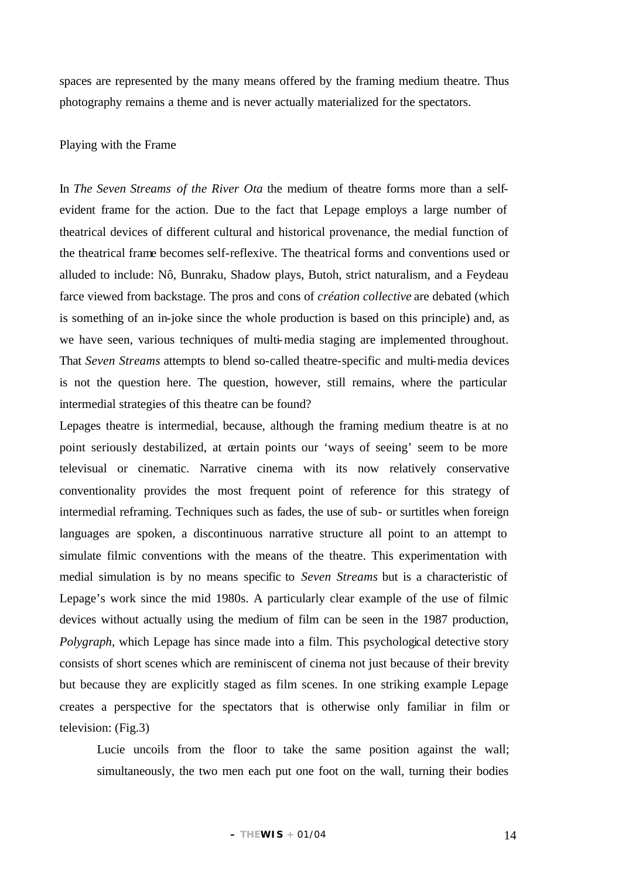spaces are represented by the many means offered by the framing medium theatre. Thus photography remains a theme and is never actually materialized for the spectators.

## Playing with the Frame

In *The Seven Streams of the River Ota* the medium of theatre forms more than a self-evident frame for the action. Due to the fact that Lepage employs a large number of theatrical devices of different cultural and historical provenance, the medial function of the theatrical frame becomes self-reflexive. The theatrical forms and conventions used or alluded to include: Nô, Bunraku, Shadow plays, Butoh, strict naturalism, and a Feydeau farce viewed from backstage. The pros and cons of *création collective* are debated (which is something of an in-joke since the whole production is based on this principle) and, as we have seen, various techniques of multi-media staging are implemented throughout. That *Seven Streams* attempts to blend so-called theatre-specific and multi-media devices is not the question here. The question, however, still remains, where the particular intermedial strategies of this theatre can be found?

Lepages theatre is intermedial, because, although the framing medium theatre is at no point seriously destabilized, at certain points our 'ways of seeing' seem to be more televisual or cinematic. Narrative cinema with its now relatively conservative conventionality provides the most frequent point of reference for this strategy of intermedial reframing. Techniques such as fades, the use of sub- or surtitles when foreign languages are spoken, a discontinuous narrative structure all point to an attempt to simulate filmic conventions with the means of the theatre. This experimentation with medial simulation is by no means specific to *Seven Streams* but is a characteristic of Lepage's work since the mid 1980s. A particularly clear example of the use of filmic devices without actually using the medium of film can be seen in the 1987 production, *Polygraph*, which Lepage has since made into a film. This psychological detective story consists of short scenes which are reminiscent of cinema not just because of their brevity but because they are explicitly staged as film scenes. In one striking example Lepage creates a perspective for the spectators that is otherwise only familiar in film or television: (Fig.3)

> Lucie uncoils from the floor to take the same position against the wall; simultaneously, the two men each put one foot on the wall, turning their bodies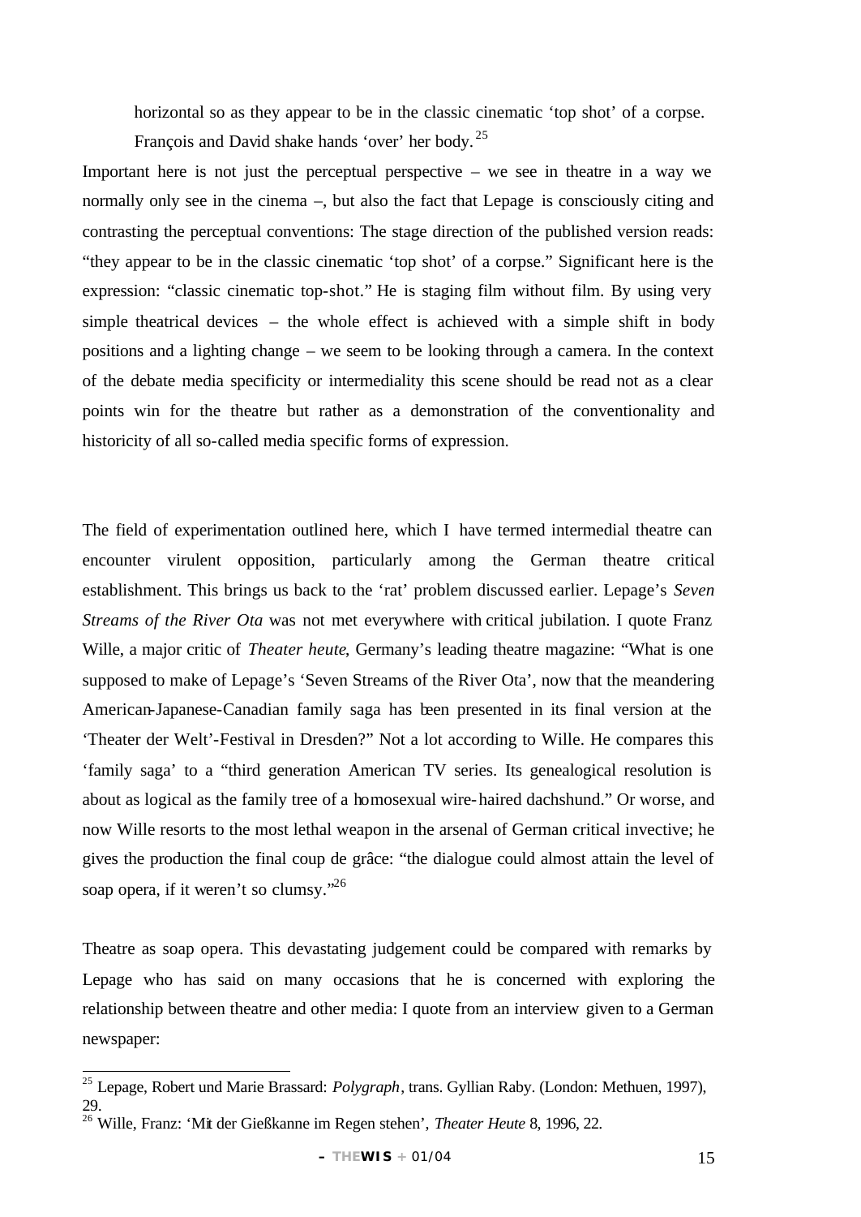> horizontal so as they appear to be in the classic cinematic 'top shot' of a corpse. François and David shake hands 'over' her body.[25]

Important here is not just the perceptual perspective – we see in theatre in a way we normally only see in the cinema –, but also the fact that Lepage is consciously citing and contrasting the perceptual conventions: The stage direction of the published version reads: "they appear to be in the classic cinematic 'top shot' of a corpse." Significant here is the expression: "classic cinematic top-shot." He is staging film without film. By using very simple theatrical devices – the whole effect is achieved with a simple shift in body positions and a lighting change – we seem to be looking through a camera. In the context of the debate media specificity or intermediality this scene should be read not as a clear points win for the theatre but rather as a demonstration of the conventionality and historicity of all so-called media specific forms of expression.

The field of experimentation outlined here, which I have termed intermedial theatre can encounter virulent opposition, particularly among the German theatre critical establishment. This brings us back to the 'rat' problem discussed earlier. Lepage's *Seven Streams of the River Ota* was not met everywhere with critical jubilation. I quote Franz Wille, a major critic of *Theater heute*, Germany's leading theatre magazine: "What is one supposed to make of Lepage's 'Seven Streams of the River Ota', now that the meandering American-Japanese-Canadian family saga has been presented in its final version at the 'Theater der Welt'-Festival in Dresden?" Not a lot according to Wille. He compares this 'family saga' to a "third generation American TV series. Its genealogical resolution is about as logical as the family tree of a homosexual wire-haired dachshund." Or worse, and now Wille resorts to the most lethal weapon in the arsenal of German critical invective; he gives the production the final coup de grâce: "the dialogue could almost attain the level of soap opera, if it weren't so clumsy."[26]

Theatre as soap opera. This devastating judgement could be compared with remarks by Lepage who has said on many occasions that he is concerned with exploring the relationship between theatre and other media: I quote from an interview given to a German newspaper:

---

[25] Lepage, Robert und Marie Brassard: *Polygraph*, trans. Gyllian Raby. (London: Methuen, 1997), 29.

[26] Wille, Franz: 'Mit der Gießkanne im Regen stehen', *Theater Heute* 8, 1996, 22.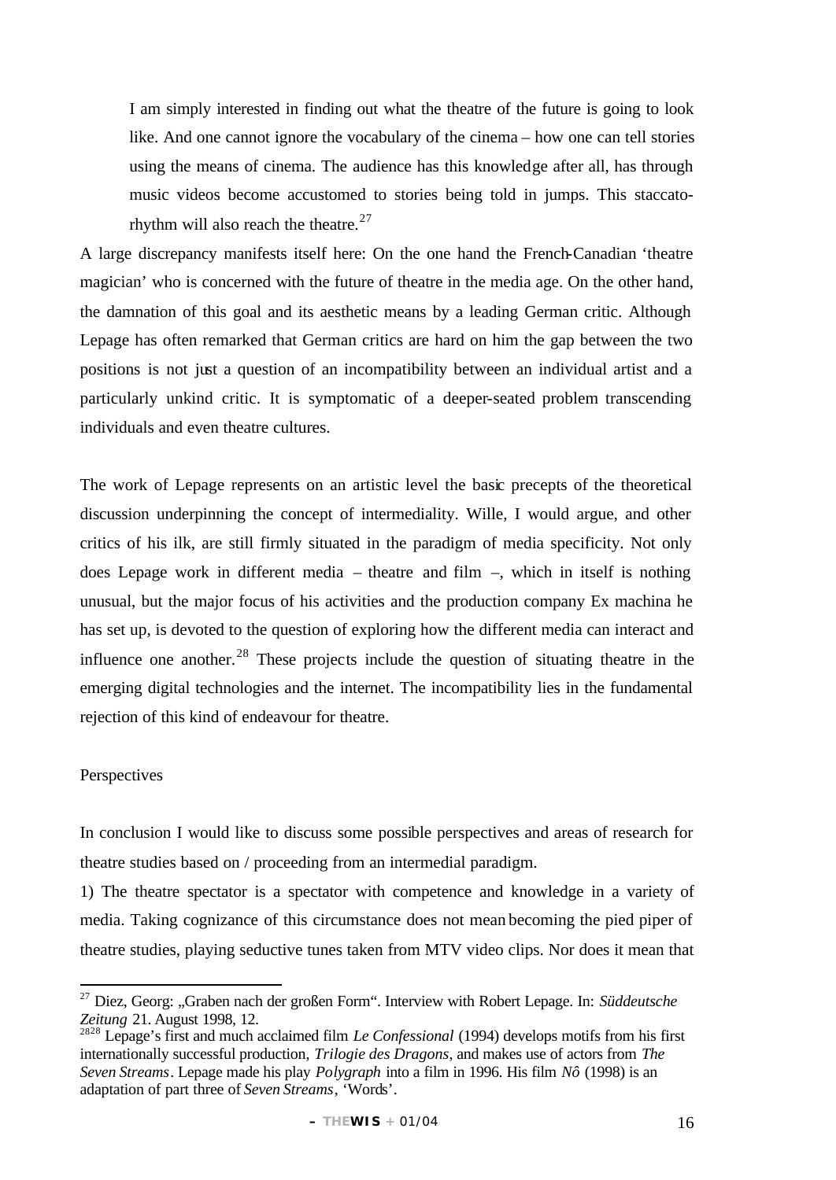> I am simply interested in finding out what the theatre of the future is going to look like. And one cannot ignore the vocabulary of the cinema – how one can tell stories using the means of cinema. The audience has this knowledge after all, has through music videos become accustomed to stories being told in jumps. This staccato-rhythm will also reach the theatre.[27]

A large discrepancy manifests itself here: On the one hand the French-Canadian 'theatre magician' who is concerned with the future of theatre in the media age. On the other hand, the damnation of this goal and its aesthetic means by a leading German critic. Although Lepage has often remarked that German critics are hard on him the gap between the two positions is not just a question of an incompatibility between an individual artist and a particularly unkind critic. It is symptomatic of a deeper-seated problem transcending individuals and even theatre cultures.

The work of Lepage represents on an artistic level the basic precepts of the theoretical discussion underpinning the concept of intermediality. Wille, I would argue, and other critics of his ilk, are still firmly situated in the paradigm of media specificity. Not only does Lepage work in different media – theatre and film –, which in itself is nothing unusual, but the major focus of his activities and the production company Ex machina he has set up, is devoted to the question of exploring how the different media can interact and influence one another.[28] These projects include the question of situating theatre in the emerging digital technologies and the internet. The incompatibility lies in the fundamental rejection of this kind of endeavour for theatre.

## Perspectives

In conclusion I would like to discuss some possible perspectives and areas of research for theatre studies based on / proceeding from an intermedial paradigm.

1) The theatre spectator is a spectator with competence and knowledge in a variety of media. Taking cognizance of this circumstance does not mean becoming the pied piper of theatre studies, playing seductive tunes taken from MTV video clips. Nor does it mean that

---

[27] Diez, Georg: „Graben nach der großen Form“. Interview with Robert Lepage. In: *Süddeutsche Zeitung* 21. August 1998, 12.

[28] Lepage's first and much acclaimed film *Le Confessional* (1994) develops motifs from his first internationally successful production, *Trilogie des Dragons*, and makes use of actors from *The Seven Streams*. Lepage made his play *Polygraph* into a film in 1996. His film *Nô* (1998) is an adaptation of part three of *Seven Streams*, 'Words'.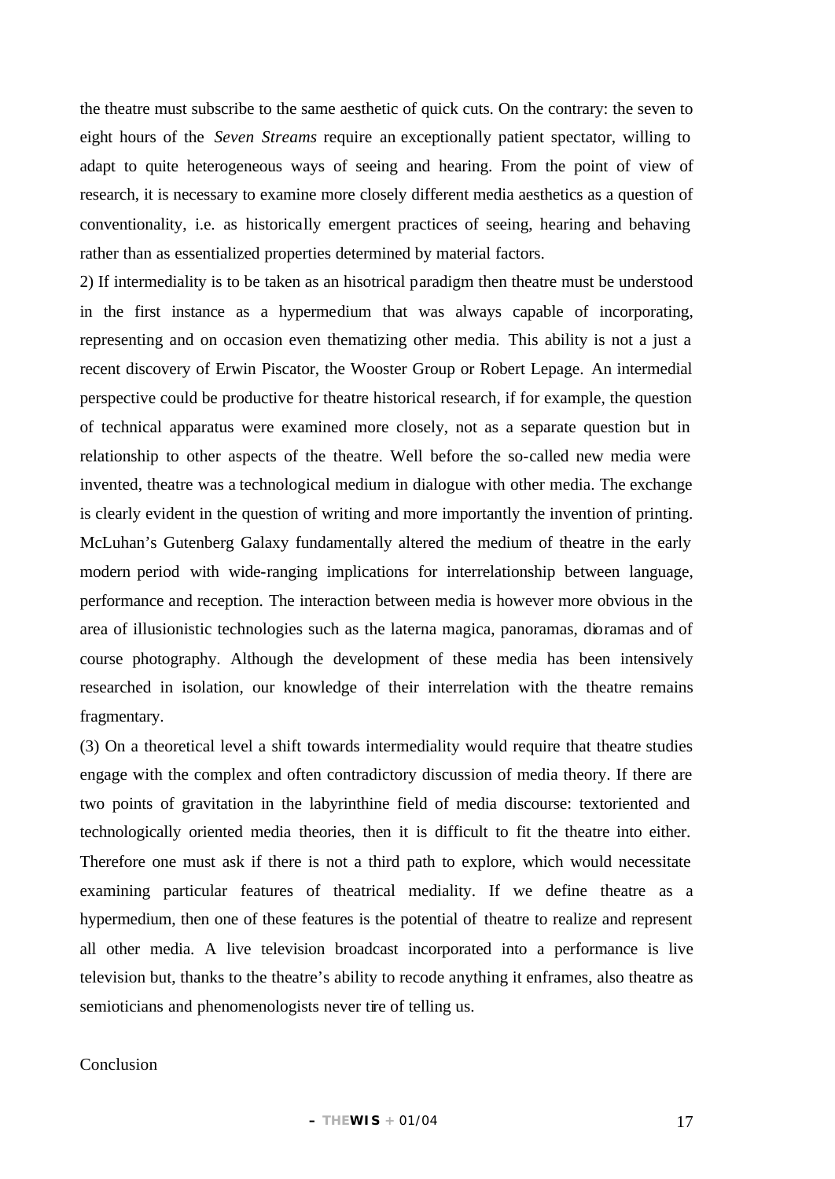the theatre must subscribe to the same aesthetic of quick cuts. On the contrary: the seven to eight hours of the *Seven Streams* require an exceptionally patient spectator, willing to adapt to quite heterogeneous ways of seeing and hearing. From the point of view of research, it is necessary to examine more closely different media aesthetics as a question of conventionality, i.e. as historically emergent practices of seeing, hearing and behaving rather than as essentialized properties determined by material factors.

2) If intermediality is to be taken as an hisotrical paradigm then theatre must be understood in the first instance as a hypermedium that was always capable of incorporating, representing and on occasion even thematizing other media. This ability is not a just a recent discovery of Erwin Piscator, the Wooster Group or Robert Lepage. An intermedial perspective could be productive for theatre historical research, if for example, the question of technical apparatus were examined more closely, not as a separate question but in relationship to other aspects of the theatre. Well before the so-called new media were invented, theatre was a technological medium in dialogue with other media. The exchange is clearly evident in the question of writing and more importantly the invention of printing. McLuhan's Gutenberg Galaxy fundamentally altered the medium of theatre in the early modern period with wide-ranging implications for interrelationship between language, performance and reception. The interaction between media is however more obvious in the area of illusionistic technologies such as the laterna magica, panoramas, dioramas and of course photography. Although the development of these media has been intensively researched in isolation, our knowledge of their interrelation with the theatre remains fragmentary.

(3) On a theoretical level a shift towards intermediality would require that theatre studies engage with the complex and often contradictory discussion of media theory. If there are two points of gravitation in the labyrinthine field of media discourse: textoriented and technologically oriented media theories, then it is difficult to fit the theatre into either. Therefore one must ask if there is not a third path to explore, which would necessitate examining particular features of theatrical mediality. If we define theatre as a hypermedium, then one of these features is the potential of theatre to realize and represent all other media. A live television broadcast incorporated into a performance is live television but, thanks to the theatre's ability to recode anything it enframes, also theatre as semioticians and phenomenologists never tire of telling us.

## Conclusion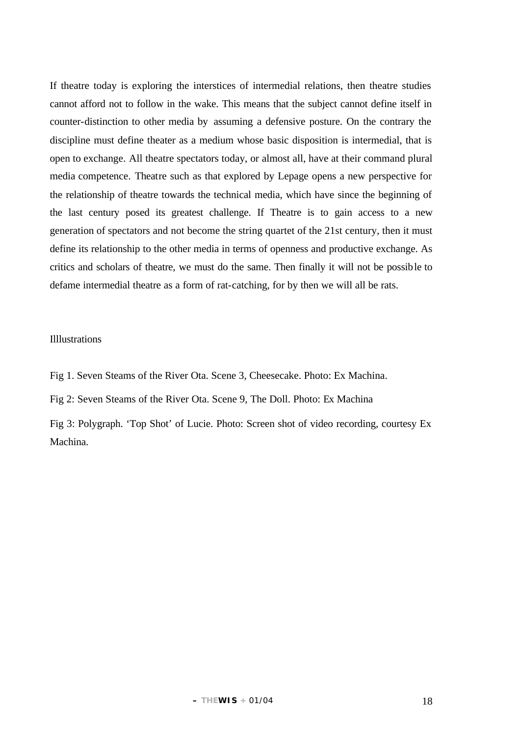If theatre today is exploring the interstices of intermedial relations, then theatre studies cannot afford not to follow in the wake. This means that the subject cannot define itself in counter-distinction to other media by assuming a defensive posture. On the contrary the discipline must define theater as a medium whose basic disposition is intermedial, that is open to exchange. All theatre spectators today, or almost all, have at their command plural media competence. Theatre such as that explored by Lepage opens a new perspective for the relationship of theatre towards the technical media, which have since the beginning of the last century posed its greatest challenge. If Theatre is to gain access to a new generation of spectators and not become the string quartet of the 21st century, then it must define its relationship to the other media in terms of openness and productive exchange. As critics and scholars of theatre, we must do the same. Then finally it will not be possible to defame intermedial theatre as a form of rat-catching, for by then we will all be rats.

Illlustrations

Fig 1. Seven Steams of the River Ota. Scene 3, Cheesecake. Photo: Ex Machina.

Fig 2: Seven Steams of the River Ota. Scene 9, The Doll. Photo: Ex Machina

Fig 3: Polygraph. 'Top Shot' of Lucie. Photo: Screen shot of video recording, courtesy Ex Machina.